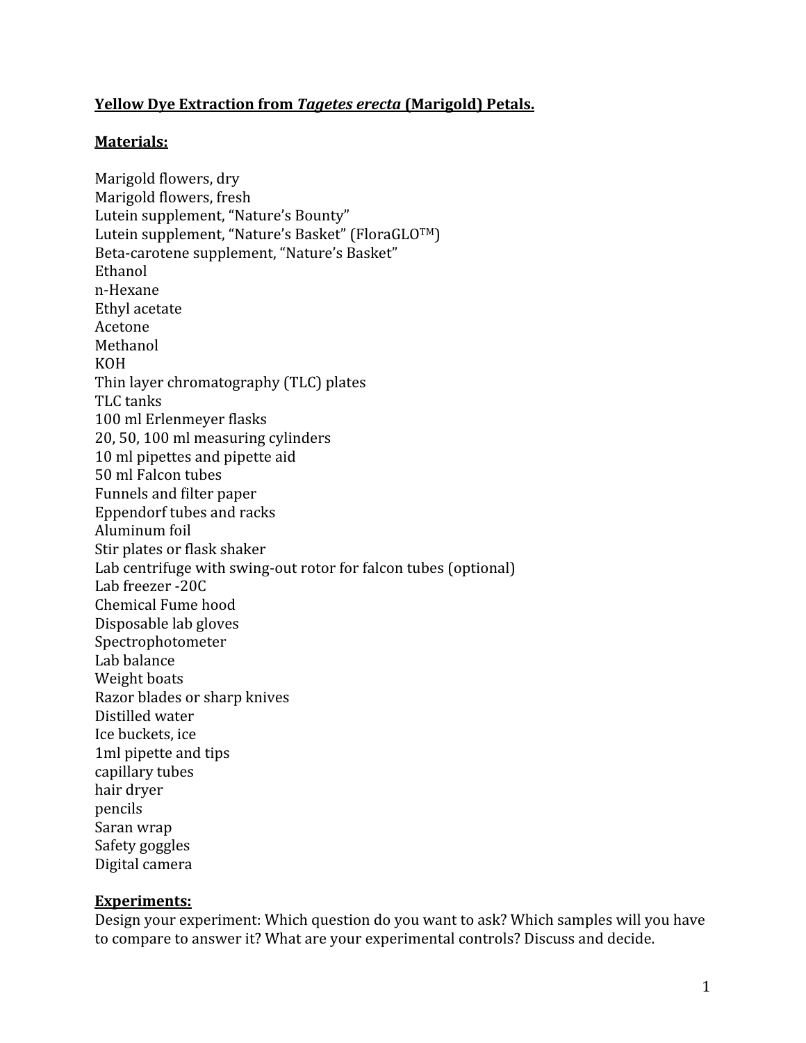# **Yellow Dye Extraction from *Tagetes erecta* (Marigold) Petals.**

## **Materials:**

Marigold flowers, dry
Marigold flowers, fresh
Lutein supplement, "Nature's Bounty"
Lutein supplement, "Nature's Basket" (FloraGLO™)
Beta-carotene supplement, "Nature's Basket"
Ethanol
n-Hexane
Ethyl acetate
Acetone
Methanol
KOH
Thin layer chromatography (TLC) plates
TLC tanks
100 ml Erlenmeyer flasks
20, 50, 100 ml measuring cylinders
10 ml pipettes and pipette aid
50 ml Falcon tubes
Funnels and filter paper
Eppendorf tubes and racks
Aluminum foil
Stir plates or flask shaker
Lab centrifuge with swing-out rotor for falcon tubes (optional)
Lab freezer -20C
Chemical Fume hood
Disposable lab gloves
Spectrophotometer
Lab balance
Weight boats
Razor blades or sharp knives
Distilled water
Ice buckets, ice
1ml pipette and tips
capillary tubes
hair dryer
pencils
Saran wrap
Safety goggles
Digital camera

## **Experiments:**

Design your experiment: Which question do you want to ask? Which samples will you have to compare to answer it? What are your experimental controls? Discuss and decide.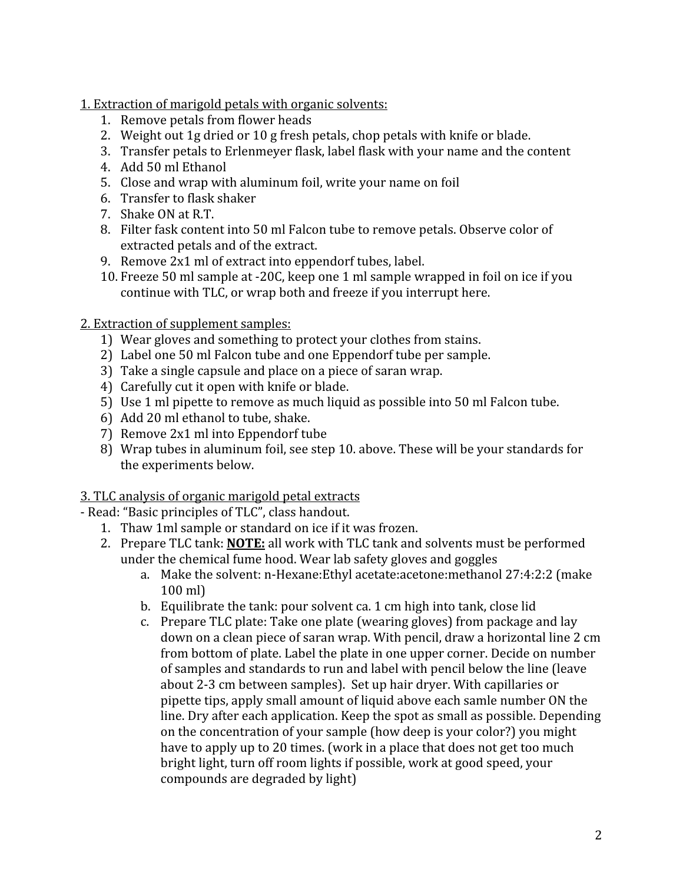<u>1. Extraction of marigold petals with organic solvents:</u>

1. Remove petals from flower heads
2. Weight out 1g dried or 10 g fresh petals, chop petals with knife or blade.
3. Transfer petals to Erlenmeyer flask, label flask with your name and the content
4. Add 50 ml Ethanol
5. Close and wrap with aluminum foil, write your name on foil
6. Transfer to flask shaker
7. Shake ON at R.T.
8. Filter fask content into 50 ml Falcon tube to remove petals. Observe color of extracted petals and of the extract.
9. Remove 2x1 ml of extract into eppendorf tubes, label.
10. Freeze 50 ml sample at -20C, keep one 1 ml sample wrapped in foil on ice if you continue with TLC, or wrap both and freeze if you interrupt here.

<u>2. Extraction of supplement samples:</u>

1) Wear gloves and something to protect your clothes from stains.
2) Label one 50 ml Falcon tube and one Eppendorf tube per sample.
3) Take a single capsule and place on a piece of saran wrap.
4) Carefully cut it open with knife or blade.
5) Use 1 ml pipette to remove as much liquid as possible into 50 ml Falcon tube.
6) Add 20 ml ethanol to tube, shake.
7) Remove 2x1 ml into Eppendorf tube
8) Wrap tubes in aluminum foil, see step 10. above. These will be your standards for the experiments below.

<u>3. TLC analysis of organic marigold petal extracts</u>

- Read: "Basic principles of TLC", class handout.

1. Thaw 1ml sample or standard on ice if it was frozen.
2. Prepare TLC tank: **<u>NOTE:</u>** all work with TLC tank and solvents must be performed under the chemical fume hood. Wear lab safety gloves and goggles
   a. Make the solvent: n-Hexane:Ethyl acetate:acetone:methanol 27:4:2:2 (make 100 ml)
   b. Equilibrate the tank: pour solvent ca. 1 cm high into tank, close lid
   c. Prepare TLC plate: Take one plate (wearing gloves) from package and lay down on a clean piece of saran wrap. With pencil, draw a horizontal line 2 cm from bottom of plate. Label the plate in one upper corner. Decide on number of samples and standards to run and label with pencil below the line (leave about 2-3 cm between samples). Set up hair dryer. With capillaries or pipette tips, apply small amount of liquid above each samle number ON the line. Dry after each application. Keep the spot as small as possible. Depending on the concentration of your sample (how deep is your color?) you might have to apply up to 20 times. (work in a place that does not get too much bright light, turn off room lights if possible, work at good speed, your compounds are degraded by light)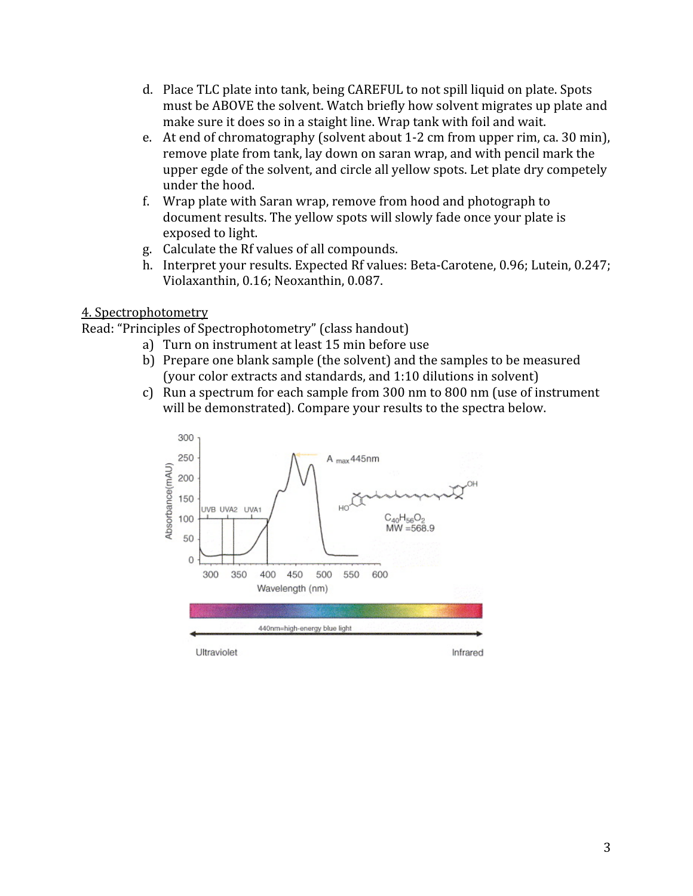d. Place TLC plate into tank, being CAREFUL to not spill liquid on plate. Spots must be ABOVE the solvent. Watch briefly how solvent migrates up plate and make sure it does so in a staight line. Wrap tank with foil and wait.
e. At end of chromatography (solvent about 1-2 cm from upper rim, ca. 30 min), remove plate from tank, lay down on saran wrap, and with pencil mark the upper egde of the solvent, and circle all yellow spots. Let plate dry competely under the hood.
f. Wrap plate with Saran wrap, remove from hood and photograph to document results. The yellow spots will slowly fade once your plate is exposed to light.
g. Calculate the Rf values of all compounds.
h. Interpret your results. Expected Rf values: Beta-Carotene, 0.96; Lutein, 0.247; Violaxanthin, 0.16; Neoxanthin, 0.087.

## 4. Spectrophotometry

Read: "Principles of Spectrophotometry" (class handout)

a) Turn on instrument at least 15 min before use
b) Prepare one blank sample (the solvent) and the samples to be measured (your color extracts and standards, and 1:10 dilutions in solvent)
c) Run a spectrum for each sample from 300 nm to 800 nm (use of instrument will be demonstrated). Compare your results to the spectra below.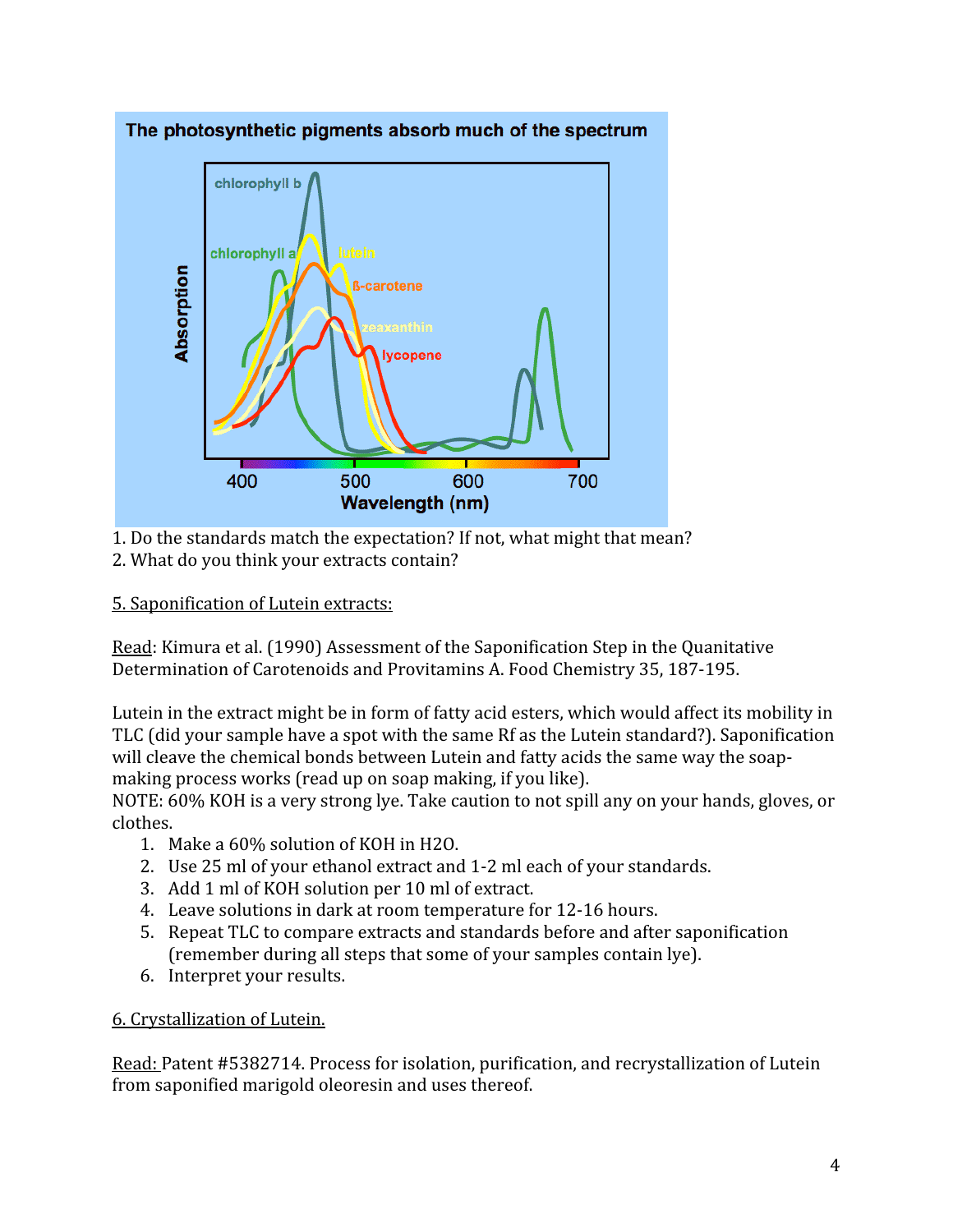1. Do the standards match the expectation? If not, what might that mean?
2. What do you think your extracts contain?

## 5. Saponification of Lutein extracts:

Read: Kimura et al. (1990) Assessment of the Saponification Step in the Quantitative Determination of Carotenoids and Provitamins A. Food Chemistry 35, 187-195.

Lutein in the extract might be in form of fatty acid esters, which would affect its mobility in TLC (did your sample have a spot with the same Rf as the Lutein standard?). Saponification will cleave the chemical bonds between Lutein and fatty acids the same way the soap-making process works (read up on soap making, if you like).

NOTE: 60% KOH is a very strong lye. Take caution to not spill any on your hands, gloves, or clothes.

1. Make a 60% solution of KOH in $H_2O$.
2. Use 25 ml of your ethanol extract and 1-2 ml each of your standards.
3. Add 1 ml of KOH solution per 10 ml of extract.
4. Leave solutions in dark at room temperature for 12-16 hours.
5. Repeat TLC to compare extracts and standards before and after saponification (remember during all steps that some of your samples contain lye).
6. Interpret your results.

## 6. Crystallization of Lutein.

Read: Patent #5382714. Process for isolation, purification, and recrystallization of Lutein from saponified marigold oleoresin and uses thereof.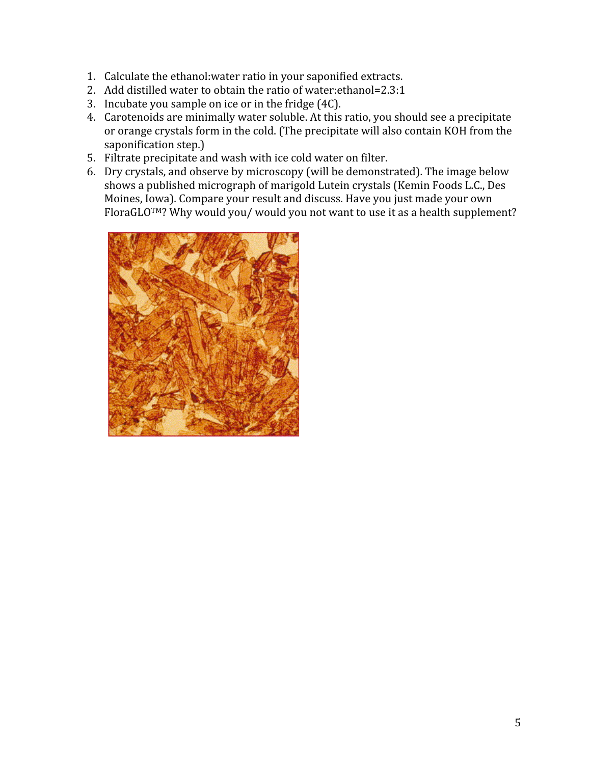1. Calculate the ethanol:water ratio in your saponified extracts.
2. Add distilled water to obtain the ratio of water:ethanol=2.3:1
3. Incubate you sample on ice or in the fridge (4C).
4. Carotenoids are minimally water soluble. At this ratio, you should see a precipitate or orange crystals form in the cold. (The precipitate will also contain KOH from the saponification step.)
5. Filtrate precipitate and wash with ice cold water on filter.
6. Dry crystals, and observe by microscopy (will be demonstrated). The image below shows a published micrograph of marigold Lutein crystals (Kemin Foods L.C., Des Moines, Iowa). Compare your result and discuss. Have you just made your own FloraGLO™? Why would you/ would you not want to use it as a health supplement?